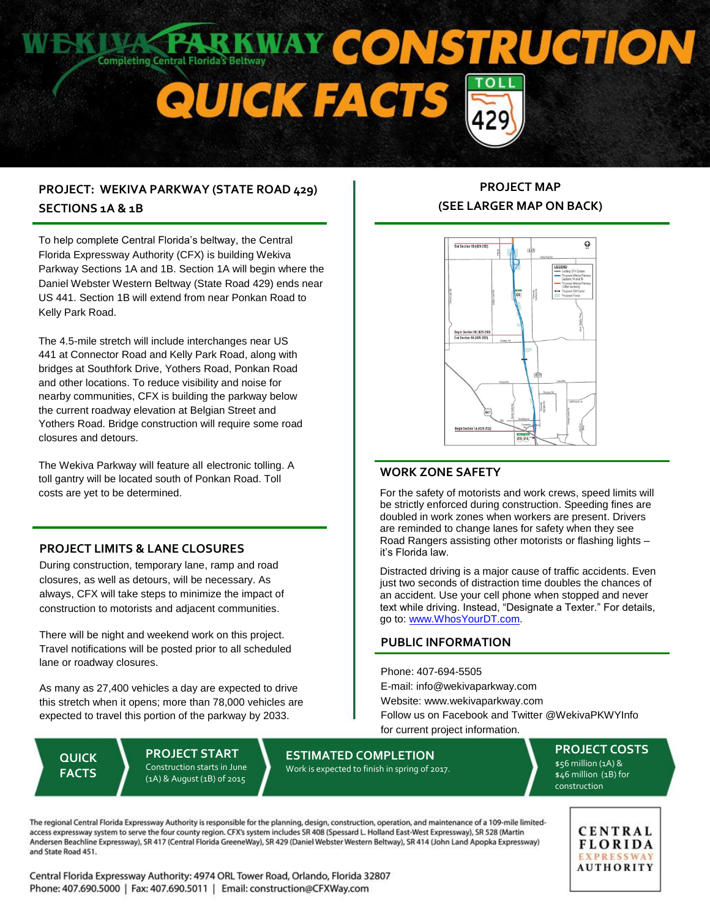# WEKIVA PARKWAY CONSTRUCTION QUICK FACTS

Completing Central Florida's Beltway

## PROJECT: WEKIVA PARKWAY (STATE ROAD 429) SECTIONS 1A & 1B

To help complete Central Florida's beltway, the Central Florida Expressway Authority (CFX) is building Wekiva Parkway Sections 1A and 1B. Section 1A will begin where the Daniel Webster Western Beltway (State Road 429) ends near US 441. Section 1B will extend from near Ponkan Road to Kelly Park Road.

The 4.5-mile stretch will include interchanges near US 441 at Connector Road and Kelly Park Road, along with bridges at Southfork Drive, Yothers Road, Ponkan Road and other locations. To reduce visibility and noise for nearby communities, CFX is building the parkway below the current roadway elevation at Belgian Street and Yothers Road. Bridge construction will require some road closures and detours.

The Wekiva Parkway will feature all electronic tolling. A toll gantry will be located south of Ponkan Road. Toll costs are yet to be determined.

## PROJECT LIMITS & LANE CLOSURES

During construction, temporary lane, ramp and road closures, as well as detours, will be necessary. As always, CFX will take steps to minimize the impact of construction to motorists and adjacent communities.

There will be night and weekend work on this project. Travel notifications will be posted prior to all scheduled lane or roadway closures.

As many as 27,400 vehicles a day are expected to drive this stretch when it opens; more than 78,000 vehicles are expected to travel this portion of the parkway by 2033.

## PROJECT MAP (SEE LARGER MAP ON BACK)

## WORK ZONE SAFETY

For the safety of motorists and work crews, speed limits will be strictly enforced during construction. Speeding fines are doubled in work zones when workers are present. Drivers are reminded to change lanes for safety when they see Road Rangers assisting other motorists or flashing lights – it's Florida law.

Distracted driving is a major cause of traffic accidents. Even just two seconds of distraction time doubles the chances of an accident. Use your cell phone when stopped and never text while driving. Instead, "Designate a Texter." For details, go to: www.WhosYourDT.com.

## PUBLIC INFORMATION

Phone: 407-694-5505
E-mail: info@wekivaparkway.com
Website: www.wekivaparkway.com
Follow us on Facebook and Twitter @WekivaPKWYInfo for current project information.

## QUICK FACTS

**PROJECT START**
Construction starts in June (1A) & August (1B) of 2015

**ESTIMATED COMPLETION**
Work is expected to finish in spring of 2017.

**PROJECT COSTS**
$56 million (1A) & $46 million (1B) for construction

The regional Central Florida Expressway Authority is responsible for the planning, design, construction, operation, and maintenance of a 109-mile limited-access expressway system to serve the four county region. CFX's system includes SR 408 (Spessard L. Holland East-West Expressway), SR 528 (Martin Andersen Beachline Expressway), SR 417 (Central Florida GreeneWay), SR 429 (Daniel Webster Western Beltway), SR 414 (John Land Apopka Expressway) and State Road 451.

Central Florida Expressway Authority: 4974 ORL Tower Road, Orlando, Florida 32807
Phone: 407.690.5000 | Fax: 407.690.5011 | Email: construction@CFXWay.com

CENTRAL FLORIDA EXPRESSWAY AUTHORITY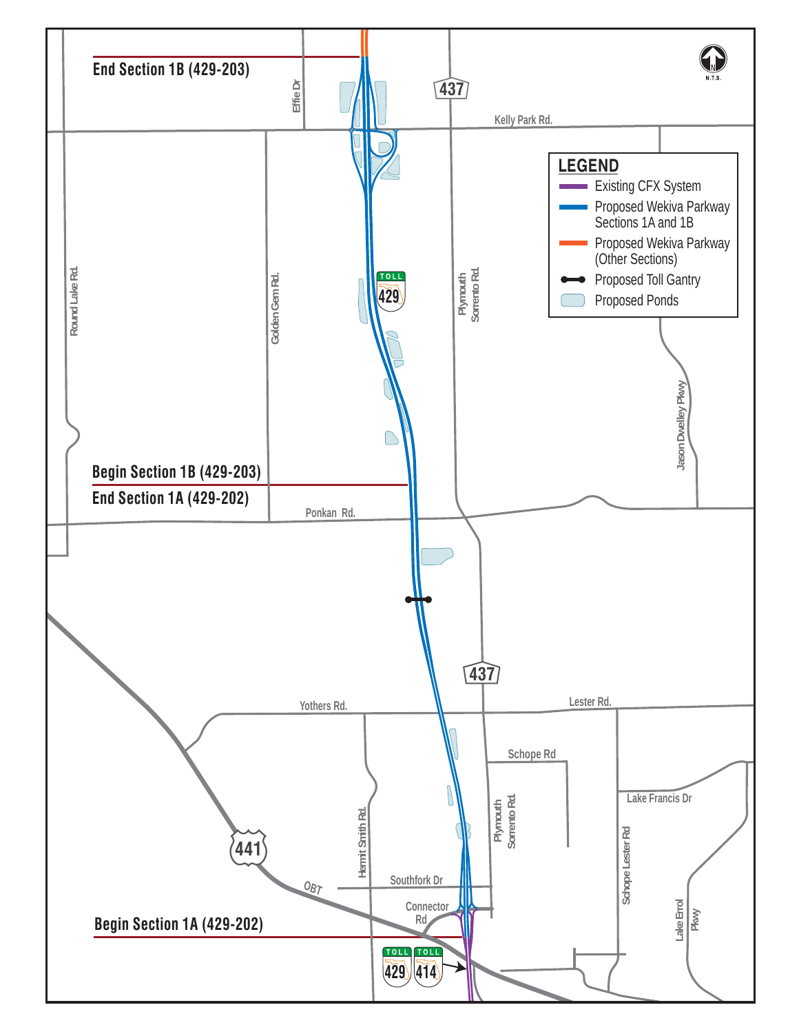End Section 1B (429-203)

Begin Section 1B (429-203)

End Section 1A (429-202)

Begin Section 1A (429-202)

N.T.S.

## LEGEND

- Existing CFX System
- Proposed Wekiva Parkway Sections 1A and 1B
- Proposed Wekiva Parkway (Other Sections)
- Proposed Toll Gantry
- Proposed Ponds

Effie Dr

437

Kelly Park Rd.

Round Lake Rd.

Golden Gem Rd.

TOLL 429

Plymouth Sorrento Rd.

Jason Dwelley Pkwy

Ponkan Rd.

437

Yothers Rd.

Lester Rd.

Schope Rd

Lake Francis Dr

Hermit Smith Rd.

Plymouth Sorrento Rd.

Schope Lester Rd

441

OBT

Southfork Dr

Connector Rd

Lake Errol Pkwy

TOLL 429

TOLL 414